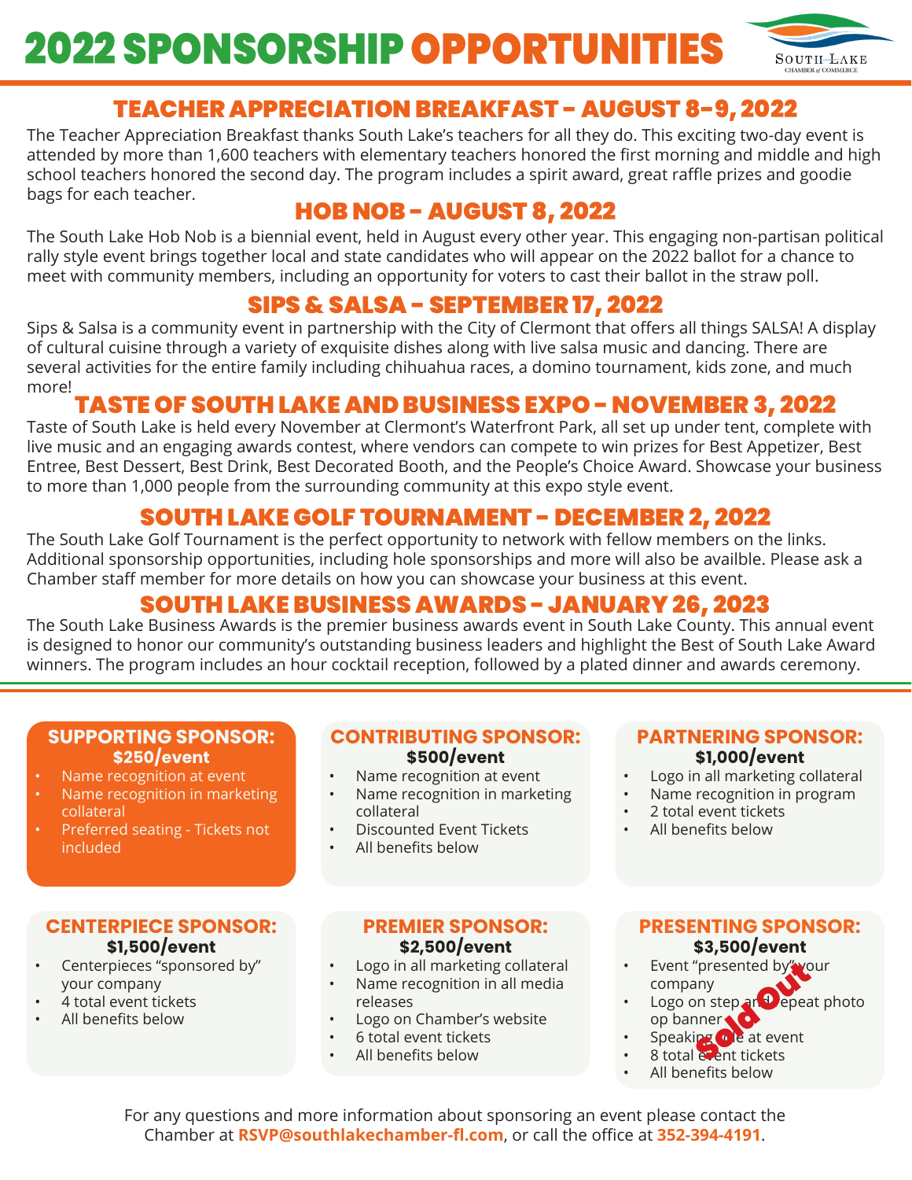# 2022 SPONSORSHIP OPPORTUNITIES

## TEACHER APPRECIATION BREAKFAST - AUGUST 8-9, 2022

The Teacher Appreciation Breakfast thanks South Lake's teachers for all they do. This exciting two-day event is attended by more than 1,600 teachers with elementary teachers honored the first morning and middle and high school teachers honored the second day. The program includes a spirit award, great raffle prizes and goodie bags for each teacher.

## HOB NOB - AUGUST 8, 2022

The South Lake Hob Nob is a biennial event, held in August every other year. This engaging non-partisan political rally style event brings together local and state candidates who will appear on the 2022 ballot for a chance to meet with community members, including an opportunity for voters to cast their ballot in the straw poll.

## SIPS & SALSA - SEPTEMBER 17, 2022

Sips & Salsa is a community event in partnership with the City of Clermont that offers all things SALSA! A display of cultural cuisine through a variety of exquisite dishes along with live salsa music and dancing. There are several activities for the entire family including chihuahua races, a domino tournament, kids zone, and much more!

## TASTE OF SOUTH LAKE AND BUSINESS EXPO - NOVEMBER 3, 2022

Taste of South Lake is held every November at Clermont's Waterfront Park, all set up under tent, complete with live music and an engaging awards contest, where vendors can compete to win prizes for Best Appetizer, Best Entree, Best Dessert, Best Drink, Best Decorated Booth, and the People's Choice Award. Showcase your business to more than 1,000 people from the surrounding community at this expo style event.

## SOUTH LAKE GOLF TOURNAMENT - DECEMBER 2, 2022

The South Lake Golf Tournament is the perfect opportunity to network with fellow members on the links. Additional sponsorship opportunities, including hole sponsorships and more will also be availble. Please ask a Chamber staff member for more details on how you can showcase your business at this event.

## SOUTH LAKE BUSINESS AWARDS - JANUARY 26, 2023

The South Lake Business Awards is the premier business awards event in South Lake County. This annual event is designed to honor our community's outstanding business leaders and highlight the Best of South Lake Award winners. The program includes an hour cocktail reception, followed by a plated dinner and awards ceremony.

### SUPPORTING SPONSOR: $250/event

- Name recognition at event
- Name recognition in marketing collateral
- Preferred seating - Tickets not included

### CONTRIBUTING SPONSOR: $500/event

- Name recognition at event
- Name recognition in marketing collateral
- Discounted Event Tickets
- All benefits below

### PARTNERING SPONSOR: $1,000/event

- Logo in all marketing collateral
- Name recognition in program
- 2 total event tickets
- All benefits below

### CENTERPIECE SPONSOR: $1,500/event

- Centerpieces "sponsored by" your company
- 4 total event tickets
- All benefits below

### PREMIER SPONSOR: $2,500/event

- Logo in all marketing collateral
- Name recognition in all media releases
- Logo on Chamber's website
- 6 total event tickets
- All benefits below

### PRESENTING SPONSOR: $3,500/event

**Sold Out**

- Event "presented by" your company
- Logo on step and repeat photo op banner
- Speaking role at event
- 8 total event tickets
- All benefits below

For any questions and more information about sponsoring an event please contact the Chamber at **RSVP@southlakechamber-fl.com**, or call the office at **352-394-4191**.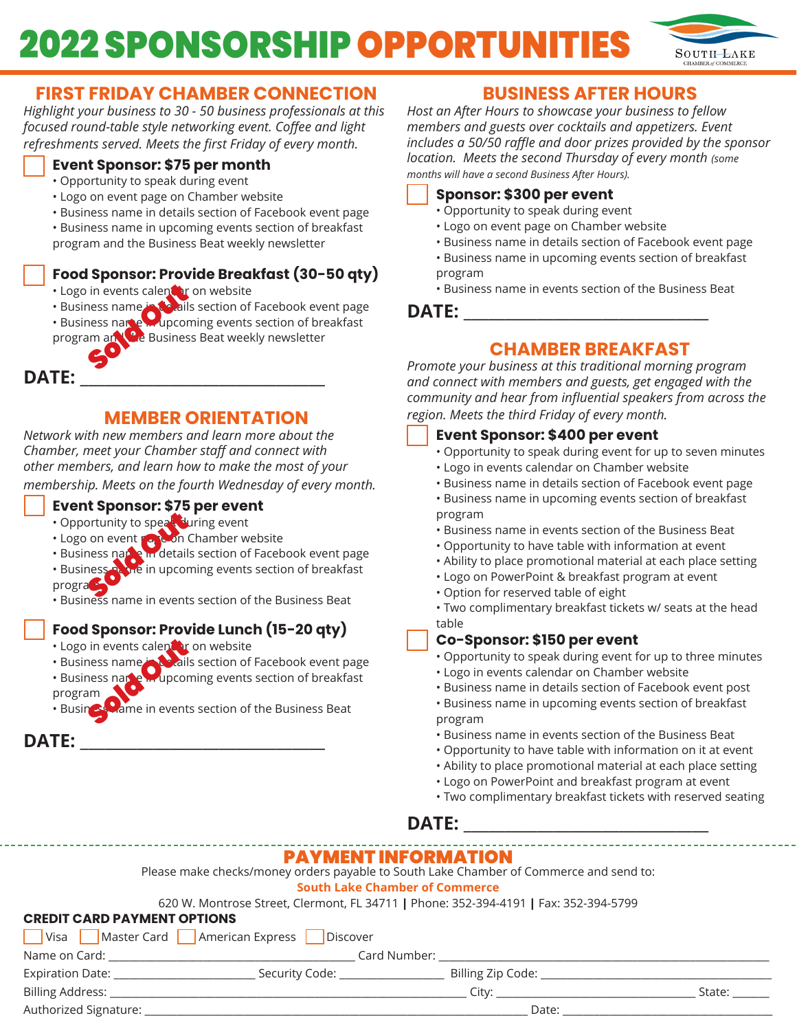# 2022 SPONSORSHIP OPPORTUNITIES

South Lake Chamber of Commerce

## FIRST FRIDAY CHAMBER CONNECTION

*Highlight your business to 30 - 50 business professionals at this focused round-table style networking event. Coffee and light refreshments served. Meets the first Friday of every month.*

☐ **Event Sponsor: $75 per month**
- Opportunity to speak during event
- Logo on event page on Chamber website
- Business name in details section of Facebook event page
- Business name in upcoming events section of breakfast program and the Business Beat weekly newsletter

☐ **Food Sponsor: Provide Breakfast (30-50 qty)** — Sold Out
- Logo in events calendar on website
- Business name in details section of Facebook event page
- Business name in upcoming events section of breakfast program and the Business Beat weekly newsletter

**DATE:** ______________________________

## MEMBER ORIENTATION

*Network with new members and learn more about the Chamber, meet your Chamber staff and connect with other members, and learn how to make the most of your membership. Meets on the fourth Wednesday of every month.*

☐ **Event Sponsor: $75 per event** — Sold Out
- Opportunity to speak during event
- Logo on event page on Chamber website
- Business name in details section of Facebook event page
- Business name in upcoming events section of breakfast program
- Business name in events section of the Business Beat

☐ **Food Sponsor: Provide Lunch (15-20 qty)** — Sold Out
- Logo in events calendar on website
- Business name in details section of Facebook event page
- Business name in upcoming events section of breakfast program
- Business name in events section of the Business Beat

**DATE:** ______________________________

## BUSINESS AFTER HOURS

*Host an After Hours to showcase your business to fellow members and guests over cocktails and appetizers. Event includes a 50/50 raffle and door prizes provided by the sponsor location. Meets the second Thursday of every month (some months will have a second Business After Hours).*

☐ **Sponsor: $300 per event**
- Opportunity to speak during event
- Logo on event page on Chamber website
- Business name in details section of Facebook event page
- Business name in upcoming events section of breakfast program
- Business name in events section of the Business Beat

**DATE:** ______________________________

## CHAMBER BREAKFAST

*Promote your business at this traditional morning program and connect with members and guests, get engaged with the community and hear from influential speakers from across the region. Meets the third Friday of every month.*

☐ **Event Sponsor: $400 per event**
- Opportunity to speak during event for up to seven minutes
- Logo in events calendar on Chamber website
- Business name in details section of Facebook event page
- Business name in upcoming events section of breakfast program
- Business name in events section of the Business Beat
- Opportunity to have table with information at event
- Ability to place promotional material at each place setting
- Logo on PowerPoint & breakfast program at event
- Option for reserved table of eight
- Two complimentary breakfast tickets w/ seats at the head table

☐ **Co-Sponsor: $150 per event**
- Opportunity to speak during event for up to three minutes
- Logo in events calendar on Chamber website
- Business name in details section of Facebook event post
- Business name in upcoming events section of breakfast program
- Business name in events section of the Business Beat
- Opportunity to have table with information on it at event
- Ability to place promotional material at each place setting
- Logo on PowerPoint and breakfast program at event
- Two complimentary breakfast tickets with reserved seating

**DATE:** ______________________________

## PAYMENT INFORMATION

Please make checks/money orders payable to South Lake Chamber of Commerce and send to:

**South Lake Chamber of Commerce**

620 W. Montrose Street, Clermont, FL 34711 | Phone: 352-394-4191 | Fax: 352-394-5799

**CREDIT CARD PAYMENT OPTIONS**

☐ Visa ☐ Master Card ☐ American Express ☐ Discover

Name on Card: ______________________ Card Number: ______________________

Expiration Date: ______________ Security Code: ____________ Billing Zip Code: ______________

Billing Address: ______________________________ City: ______________ State: ______

Authorized Signature: ______________________________ Date: ______________